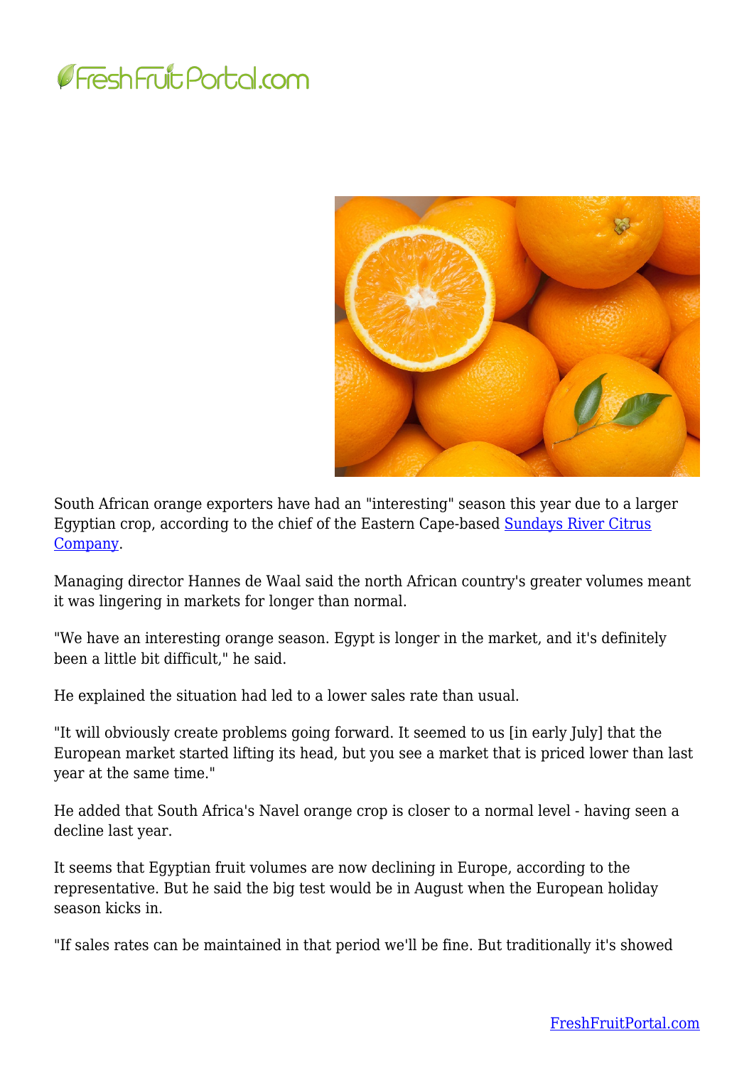South African orange exporters have had an "interesting" season this year due to a larger Egyptian crop, according to the chief of the Eastern Cape-based Sundays River Citrus Company.

Managing director Hannes de Waal said the north African country's greater volumes meant it was lingering in markets for longer than normal.

"We have an interesting orange season. Egypt is longer in the market, and it's definitely been a little bit difficult," he said.

He explained the situation had led to a lower sales rate than usual.

"It will obviously create problems going forward. It seemed to us [in early July] that the European market started lifting its head, but you see a market that is priced lower than last year at the same time."

He added that South Africa's Navel orange crop is closer to a normal level - having seen a decline last year.

It seems that Egyptian fruit volumes are now declining in Europe, according to the representative. But he said the big test would be in August when the European holiday season kicks in.

"If sales rates can be maintained in that period we'll be fine. But traditionally it's showed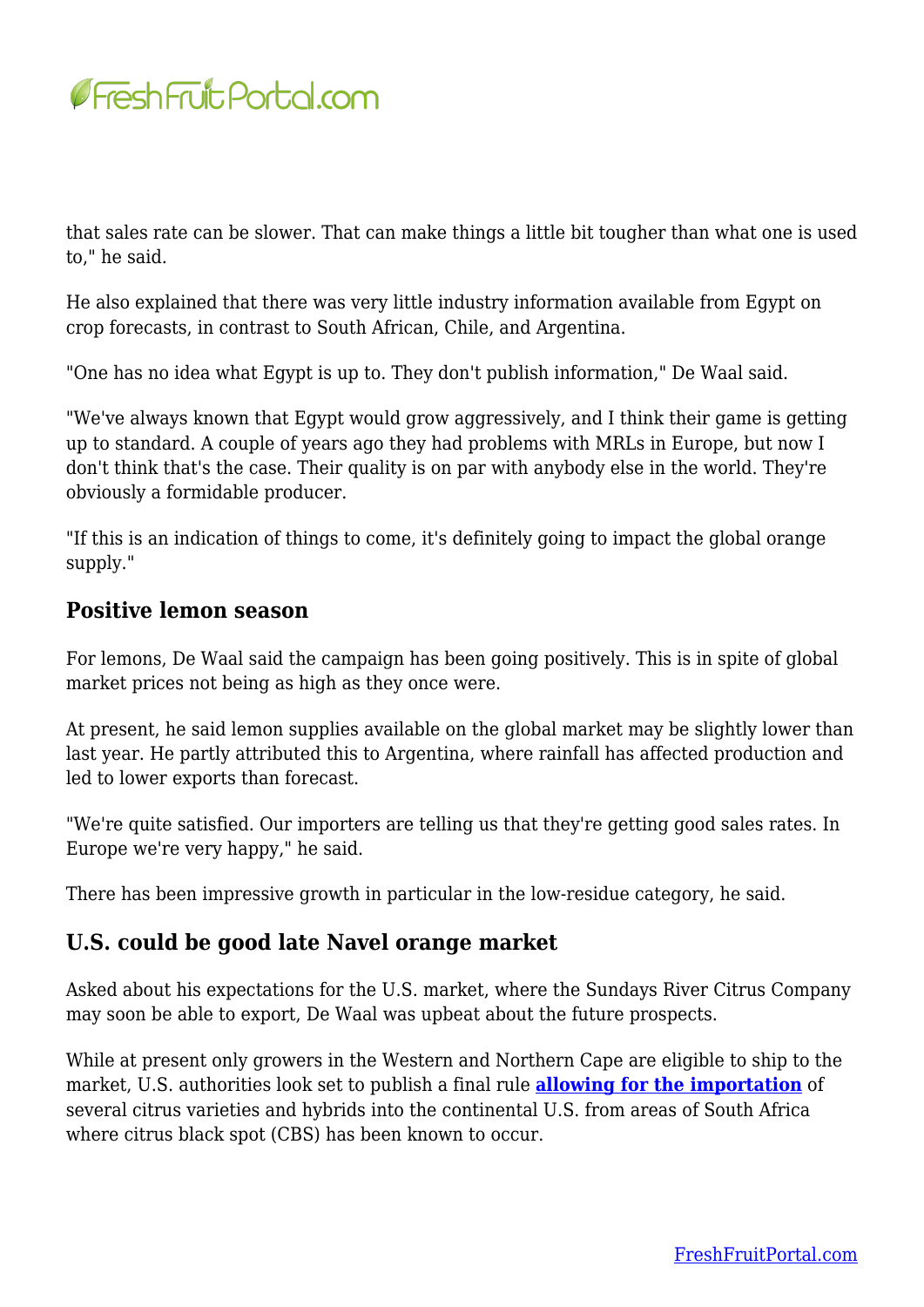that sales rate can be slower. That can make things a little bit tougher than what one is used to," he said.

He also explained that there was very little industry information available from Egypt on crop forecasts, in contrast to South African, Chile, and Argentina.

"One has no idea what Egypt is up to. They don't publish information," De Waal said.

"We've always known that Egypt would grow aggressively, and I think their game is getting up to standard. A couple of years ago they had problems with MRLs in Europe, but now I don't think that's the case. Their quality is on par with anybody else in the world. They're obviously a formidable producer.

"If this is an indication of things to come, it's definitely going to impact the global orange supply."

## Positive lemon season

For lemons, De Waal said the campaign has been going positively. This is in spite of global market prices not being as high as they once were.

At present, he said lemon supplies available on the global market may be slightly lower than last year. He partly attributed this to Argentina, where rainfall has affected production and led to lower exports than forecast.

"We're quite satisfied. Our importers are telling us that they're getting good sales rates. In Europe we're very happy," he said.

There has been impressive growth in particular in the low-residue category, he said.

## U.S. could be good late Navel orange market

Asked about his expectations for the U.S. market, where the Sundays River Citrus Company may soon be able to export, De Waal was upbeat about the future prospects.

While at present only growers in the Western and Northern Cape are eligible to ship to the market, U.S. authorities look set to publish a final rule **allowing for the importation** of several citrus varieties and hybrids into the continental U.S. from areas of South Africa where citrus black spot (CBS) has been known to occur.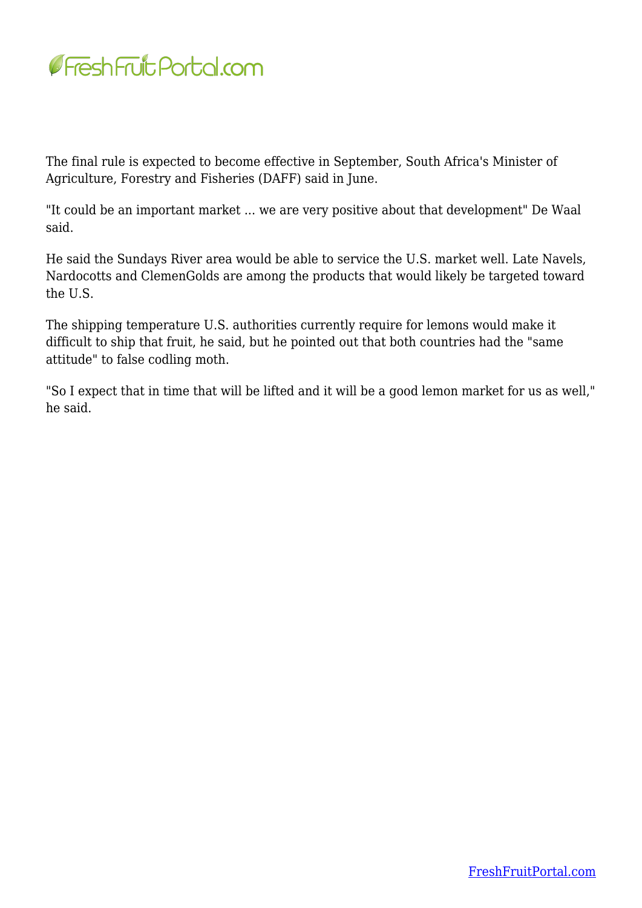The final rule is expected to become effective in September, South Africa's Minister of Agriculture, Forestry and Fisheries (DAFF) said in June.

"It could be an important market ... we are very positive about that development" De Waal said.

He said the Sundays River area would be able to service the U.S. market well. Late Navels, Nardocotts and ClemenGolds are among the products that would likely be targeted toward the U.S.

The shipping temperature U.S. authorities currently require for lemons would make it difficult to ship that fruit, he said, but he pointed out that both countries had the "same attitude" to false codling moth.

"So I expect that in time that will be lifted and it will be a good lemon market for us as well," he said.